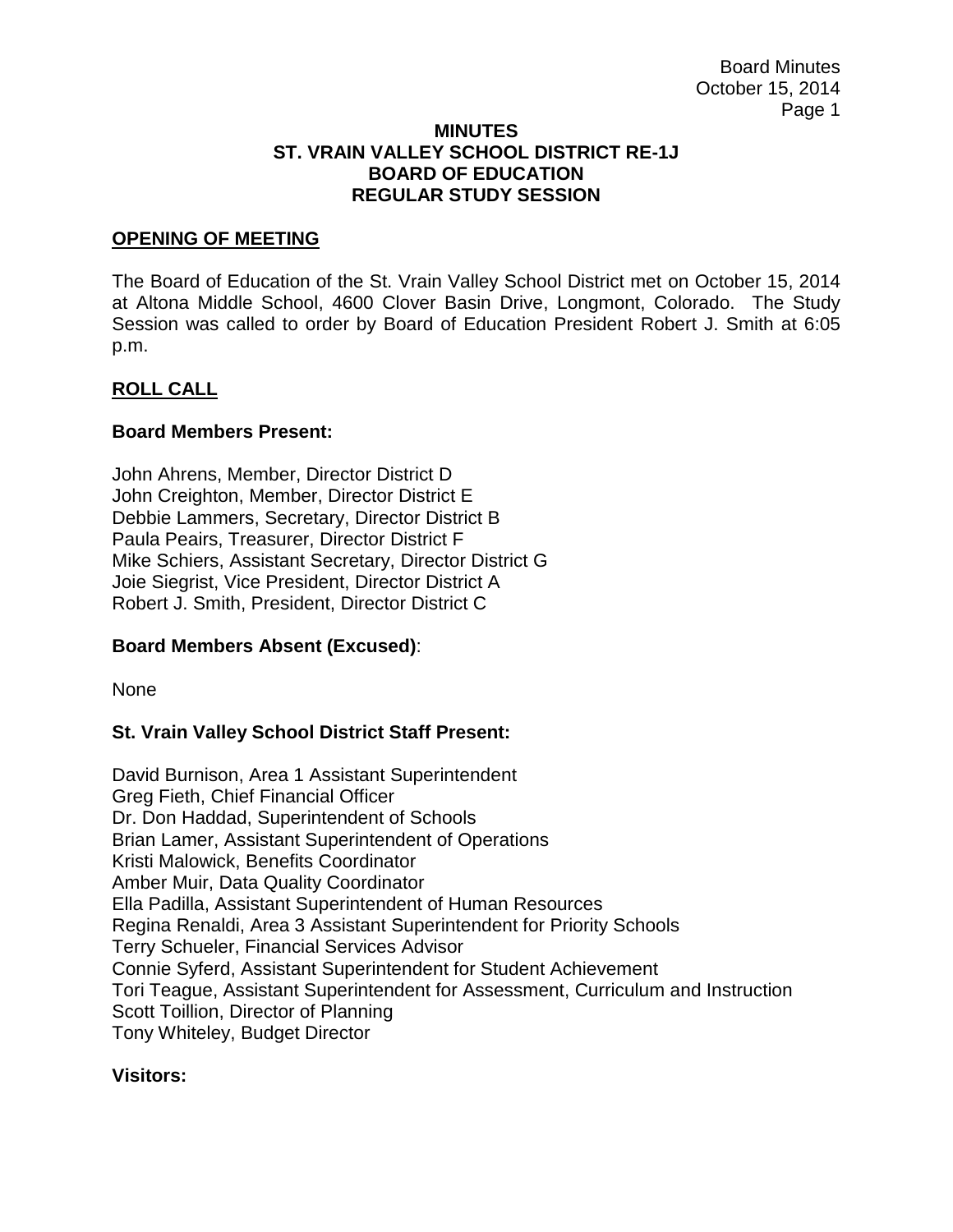# MINUTES
# ST. VRAIN VALLEY SCHOOL DISTRICT RE-1J
# BOARD OF EDUCATION
# REGULAR STUDY SESSION

## OPENING OF MEETING

The Board of Education of the St. Vrain Valley School District met on October 15, 2014 at Altona Middle School, 4600 Clover Basin Drive, Longmont, Colorado. The Study Session was called to order by Board of Education President Robert J. Smith at 6:05 p.m.

## ROLL CALL

**Board Members Present:**

John Ahrens, Member, Director District D
John Creighton, Member, Director District E
Debbie Lammers, Secretary, Director District B
Paula Peairs, Treasurer, Director District F
Mike Schiers, Assistant Secretary, Director District G
Joie Siegrist, Vice President, Director District A
Robert J. Smith, President, Director District C

**Board Members Absent (Excused)**:

None

**St. Vrain Valley School District Staff Present:**

David Burnison, Area 1 Assistant Superintendent
Greg Fieth, Chief Financial Officer
Dr. Don Haddad, Superintendent of Schools
Brian Lamer, Assistant Superintendent of Operations
Kristi Malowick, Benefits Coordinator
Amber Muir, Data Quality Coordinator
Ella Padilla, Assistant Superintendent of Human Resources
Regina Renaldi, Area 3 Assistant Superintendent for Priority Schools
Terry Schueler, Financial Services Advisor
Connie Syferd, Assistant Superintendent for Student Achievement
Tori Teague, Assistant Superintendent for Assessment, Curriculum and Instruction
Scott Toillion, Director of Planning
Tony Whiteley, Budget Director

**Visitors:**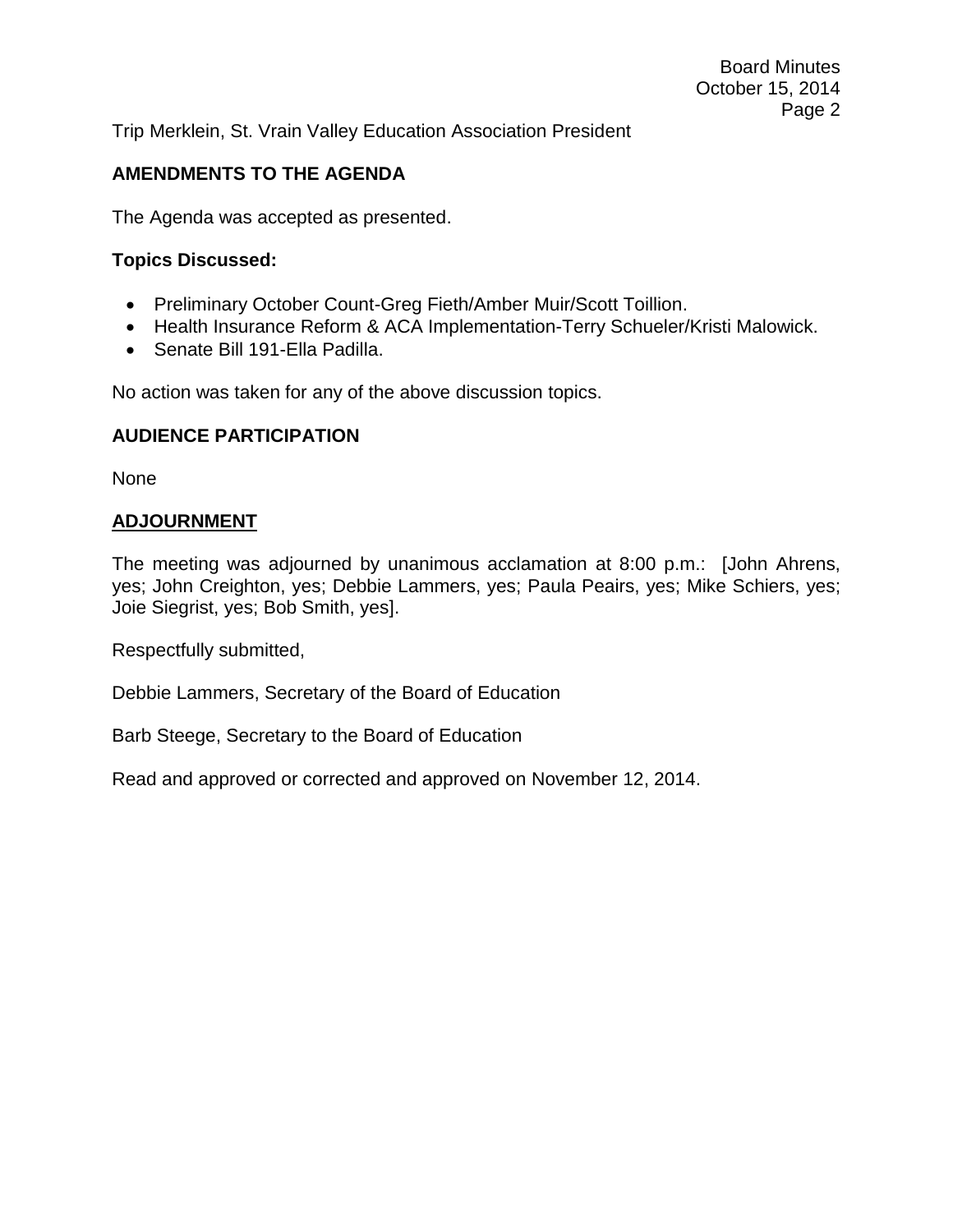Trip Merklein, St. Vrain Valley Education Association President

**AMENDMENTS TO THE AGENDA**

The Agenda was accepted as presented.

**Topics Discussed:**

- Preliminary October Count-Greg Fieth/Amber Muir/Scott Toillion.
- Health Insurance Reform & ACA Implementation-Terry Schueler/Kristi Malowick.
- Senate Bill 191-Ella Padilla.

No action was taken for any of the above discussion topics.

**AUDIENCE PARTICIPATION**

None

**ADJOURNMENT**

The meeting was adjourned by unanimous acclamation at 8:00 p.m.: [John Ahrens, yes; John Creighton, yes; Debbie Lammers, yes; Paula Peairs, yes; Mike Schiers, yes; Joie Siegrist, yes; Bob Smith, yes].

Respectfully submitted,

Debbie Lammers, Secretary of the Board of Education

Barb Steege, Secretary to the Board of Education

Read and approved or corrected and approved on November 12, 2014.